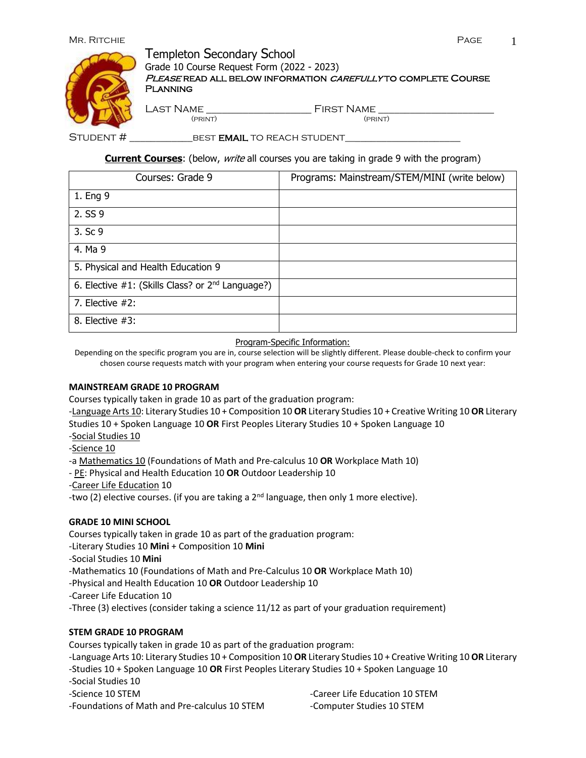# Templeton Secondary School

Grade 10 Course Request Form (2022 - 2023)

***Please* read all below information *carefully* to complete Course Planning**

Last Name ___________________ First Name _____________________
(print) (print)

Student # ____________best **email** to reach student______________________

**Current Courses**: (below, *write* all courses you are taking in grade 9 with the program)

| Courses: Grade 9 | Programs: Mainstream/STEM/MINI (write below) |
|---|---|
| 1. Eng 9 | |
| 2. SS 9 | |
| 3. Sc 9 | |
| 4. Ma 9 | |
| 5. Physical and Health Education 9 | |
| 6. Elective #1: (Skills Class? or 2nd Language?) | |
| 7. Elective #2: | |
| 8. Elective #3: | |

Program-Specific Information:

Depending on the specific program you are in, course selection will be slightly different. Please double-check to confirm your chosen course requests match with your program when entering your course requests for Grade 10 next year:

**MAINSTREAM GRADE 10 PROGRAM**

Courses typically taken in grade 10 as part of the graduation program:

-Language Arts 10: Literary Studies 10 + Composition 10 **OR** Literary Studies 10 + Creative Writing 10 **OR** Literary Studies 10 + Spoken Language 10 **OR** First Peoples Literary Studies 10 + Spoken Language 10

-Social Studies 10

-Science 10

-a Mathematics 10 (Foundations of Math and Pre-calculus 10 **OR** Workplace Math 10)

- PE: Physical and Health Education 10 **OR** Outdoor Leadership 10

-Career Life Education 10

-two (2) elective courses. (if you are taking a 2nd language, then only 1 more elective).

**GRADE 10 MINI SCHOOL**

Courses typically taken in grade 10 as part of the graduation program:

-Literary Studies 10 **Mini** + Composition 10 **Mini**

-Social Studies 10 **Mini**

-Mathematics 10 (Foundations of Math and Pre-Calculus 10 **OR** Workplace Math 10)

-Physical and Health Education 10 **OR** Outdoor Leadership 10

-Career Life Education 10

-Three (3) electives (consider taking a science 11/12 as part of your graduation requirement)

**STEM GRADE 10 PROGRAM**

Courses typically taken in grade 10 as part of the graduation program:

-Language Arts 10: Literary Studies 10 + Composition 10 **OR** Literary Studies 10 + Creative Writing 10 **OR** Literary -Studies 10 + Spoken Language 10 **OR** First Peoples Literary Studies 10 + Spoken Language 10

-Social Studies 10

-Science 10 STEM

-Foundations of Math and Pre-calculus 10 STEM

-Career Life Education 10 STEM

-Computer Studies 10 STEM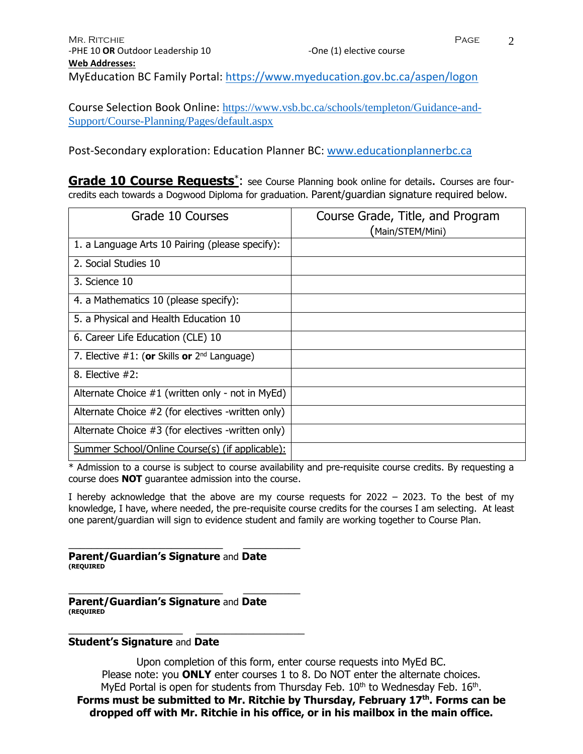-PHE 10 **OR** Outdoor Leadership 10 -One (1) elective course

**Web Addresses:**

MyEducation BC Family Portal: https://www.myeducation.gov.bc.ca/aspen/logon

Course Selection Book Online: https://www.vsb.bc.ca/schools/templeton/Guidance-and-Support/Course-Planning/Pages/default.aspx

Post-Secondary exploration: Education Planner BC: www.educationplannerbc.ca

## Grade 10 Course Requests*: 

see Course Planning book online for details**.** Courses are four-credits each towards a Dogwood Diploma for graduation. Parent/guardian signature required below.

| Grade 10 Courses | Course Grade, Title, and Program (Main/STEM/Mini) |
|---|---|
| 1. a Language Arts 10 Pairing (please specify): | |
| 2. Social Studies 10 | |
| 3. Science 10 | |
| 4. a Mathematics 10 (please specify): | |
| 5. a Physical and Health Education 10 | |
| 6. Career Life Education (CLE) 10 | |
| 7. Elective #1: (**or** Skills **or** 2nd Language) | |
| 8. Elective #2: | |
| Alternate Choice #1 (written only - not in MyEd) | |
| Alternate Choice #2 (for electives -written only) | |
| Alternate Choice #3 (for electives -written only) | |
| Summer School/Online Course(s) (if applicable): | |

\* Admission to a course is subject to course availability and pre-requisite course credits. By requesting a course does **NOT** guarantee admission into the course.

I hereby acknowledge that the above are my course requests for 2022 – 2023. To the best of my knowledge, I have, where needed, the pre-requisite course credits for the courses I am selecting. At least one parent/guardian will sign to evidence student and family are working together to Course Plan.

\_\_\_\_\_\_\_\_\_\_\_\_\_\_\_\_\_\_\_\_\_\_\_\_\_\_ \_\_\_\_\_\_\_\_\_\_

**Parent/Guardian's Signature** and **Date**
**(REQUIRED**

\_\_\_\_\_\_\_\_\_\_\_\_\_\_\_\_\_\_\_\_\_\_\_\_\_\_ \_\_\_\_\_\_\_\_\_\_

**Parent/Guardian's Signature** and **Date**
**(REQUIRED**

\_\_\_\_\_\_\_\_\_\_\_\_\_\_\_\_\_\_\_\_ \_\_\_\_\_\_\_\_\_\_\_\_\_\_\_\_\_\_\_

**Student's Signature** and **Date**

Upon completion of this form, enter course requests into MyEd BC.
Please note: you **ONLY** enter courses 1 to 8. Do NOT enter the alternate choices.
MyEd Portal is open for students from Thursday Feb. 10th to Wednesday Feb. 16th.
**Forms must be submitted to Mr. Ritchie by Thursday, February 17th. Forms can be dropped off with Mr. Ritchie in his office, or in his mailbox in the main office.**